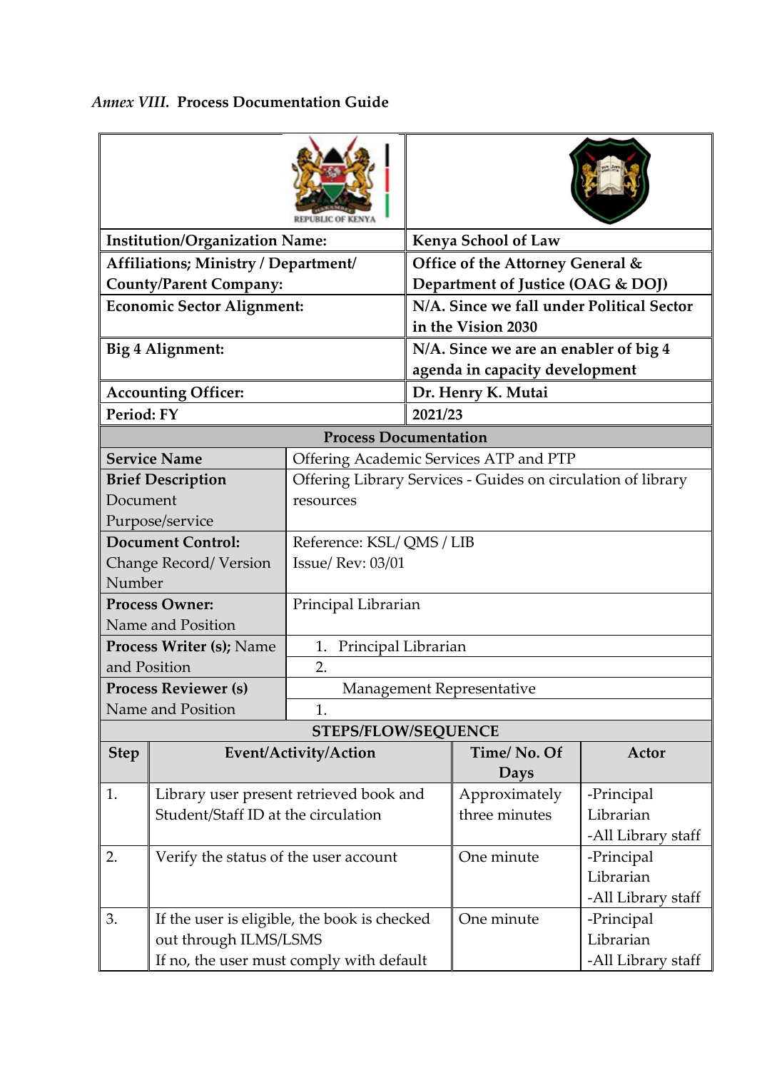*Annex VIII.* **Process Documentation Guide**

| | |
|---|---|
| **Institution/Organization Name:** | **Kenya School of Law** |
| **Affiliations; Ministry / Department/ County/Parent Company:** | **Office of the Attorney General & Department of Justice (OAG & DOJ)** |
| **Economic Sector Alignment:** | **N/A. Since we fall under Political Sector in the Vision 2030** |
| **Big 4 Alignment:** | **N/A. Since we are an enabler of big 4 agenda in capacity development** |
| **Accounting Officer:** | **Dr. Henry K. Mutai** |
| **Period: FY** | **2021/23** |

| **Process Documentation** | |
|---|---|
| **Service Name** | Offering Academic Services ATP and PTP |
| **Brief Description** Document Purpose/service | Offering Library Services - Guides on circulation of library resources |
| **Document Control:** Change Record/ Version Number | Reference: KSL/ QMS / LIB<br>Issue/ Rev: 03/01 |
| **Process Owner:** Name and Position | Principal Librarian |
| **Process Writer (s);** Name and Position | 1. Principal Librarian<br>2. |
| **Process Reviewer (s)** Name and Position | Management Representative<br>1. |

**STEPS/FLOW/SEQUENCE**

| Step | Event/Activity/Action | Time/ No. Of Days | Actor |
|---|---|---|---|
| 1. | Library user present retrieved book and Student/Staff ID at the circulation | Approximately three minutes | -Principal Librarian<br>-All Library staff |
| 2. | Verify the status of the user account | One minute | -Principal Librarian<br>-All Library staff |
| 3. | If the user is eligible, the book is checked out through ILMS/LSMS<br>If no, the user must comply with default | One minute | -Principal Librarian<br>-All Library staff |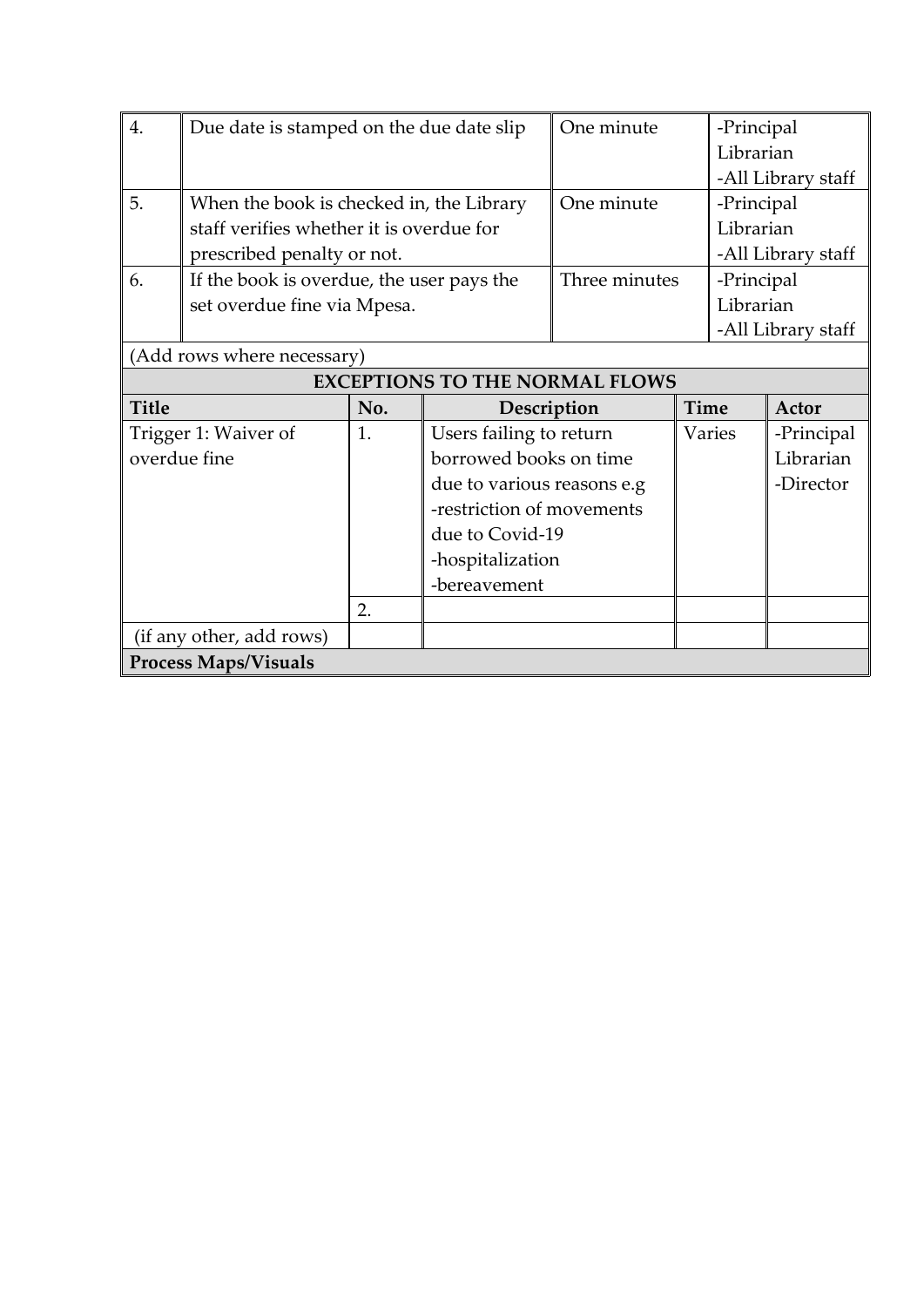| No. | Description | Time | Actor |
|---|---|---|---|
| 4. | Due date is stamped on the due date slip | One minute | -Principal Librarian<br>-All Library staff |
| 5. | When the book is checked in, the Library staff verifies whether it is overdue for prescribed penalty or not. | One minute | -Principal Librarian<br>-All Library staff |
| 6. | If the book is overdue, the user pays the set overdue fine via Mpesa. | Three minutes | -Principal Librarian<br>-All Library staff |

(Add rows where necessary)

**EXCEPTIONS TO THE NORMAL FLOWS**

| **Title** | **No.** | **Description** | **Time** | **Actor** |
|---|---|---|---|---|
| Trigger 1: Waiver of overdue fine | 1. | Users failing to return borrowed books on time due to various reasons e.g<br>-restriction of movements due to Covid-19<br>-hospitalization<br>-bereavement | Varies | -Principal Librarian<br>-Director |
| | 2. | | | |
| (if any other, add rows) | | | | |

**Process Maps/Visuals**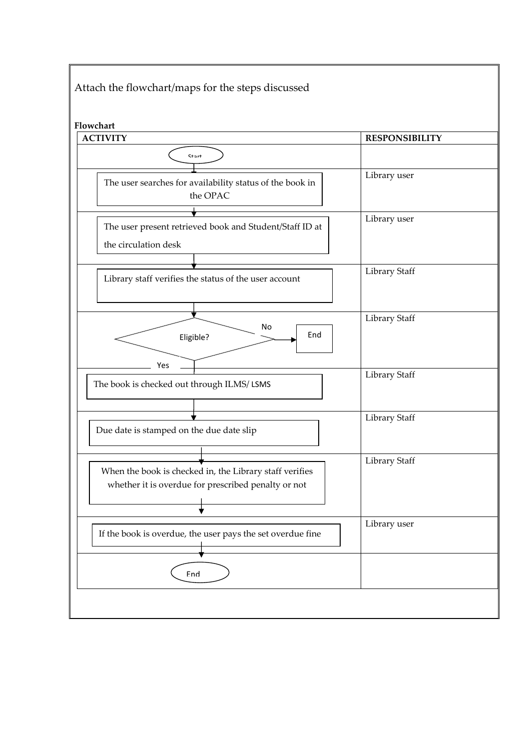Attach the flowchart/maps for the steps discussed

**Flowchart**

| ACTIVITY | RESPONSIBILITY |
|---|---|
| Start | |
| The user searches for availability status of the book in the OPAC | Library user |
| The user present retrieved book and Student/Staff ID at the circulation desk | Library user |
| Library staff verifies the status of the user account | Library Staff |
| Eligible? (No → End; Yes → next step) | Library Staff |
| The book is checked out through ILMS/ LSMS | Library Staff |
| Due date is stamped on the due date slip | Library Staff |
| When the book is checked in, the Library staff verifies whether it is overdue for prescribed penalty or not | Library Staff |
| If the book is overdue, the user pays the set overdue fine | Library user |
| End | |